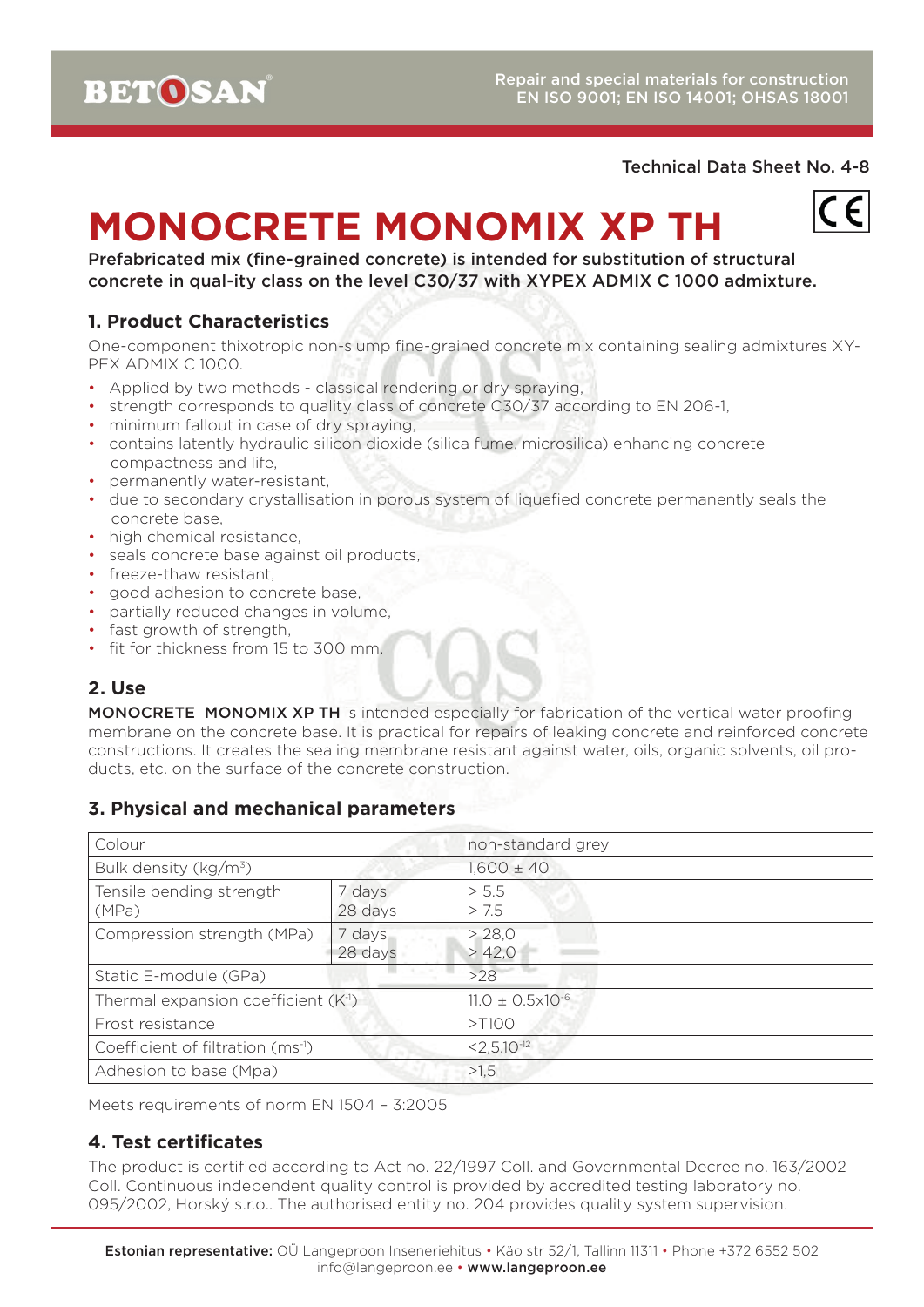Technical Data Sheet No. 4-8

# MONOCRETE MONOMIX XP TH

**Prefabricated mix (fine-grained concrete) is intended for substitution of structural concrete in qual-ity class on the level C30/37 with XYPEX ADMIX C 1000 admixture.**

## 1. Product Characteristics

One-component thixotropic non-slump fine-grained concrete mix containing sealing admixtures XY-PEX ADMIX C 1000.

- Applied by two methods - classical rendering or dry spraying,
- strength corresponds to quality class of concrete C30/37 according to EN 206-1,
- minimum fallout in case of dry spraying,
- contains latently hydraulic silicon dioxide (silica fume, microsilica) enhancing concrete compactness and life,
- permanently water-resistant,
- due to secondary crystallisation in porous system of liquefied concrete permanently seals the concrete base,
- high chemical resistance,
- seals concrete base against oil products,
- freeze-thaw resistant,
- good adhesion to concrete base,
- partially reduced changes in volume,
- fast growth of strength,
- fit for thickness from 15 to 300 mm.

## 2. Use

**MONOCRETE MONOMIX XP TH** is intended especially for fabrication of the vertical water proofing membrane on the concrete base. It is practical for repairs of leaking concrete and reinforced concrete constructions. It creates the sealing membrane resistant against water, oils, organic solvents, oil pro-ducts, etc. on the surface of the concrete construction.

## 3. Physical and mechanical parameters

| Parameter | | Value |
|---|---|---|
| Colour | | non-standard grey |
| Bulk density (kg/m$^3$) | | 1,600 ± 40 |
| Tensile bending strength (MPa) | 7 days<br>28 days | > 5.5<br>> 7.5 |
| Compression strength (MPa) | 7 days<br>28 days | > 28,0<br>> 42,0 |
| Static E-module (GPa) | | >28 |
| Thermal expansion coefficient (K$^{-1}$) | | 11.0 ± 0.5x10$^{-6}$ |
| Frost resistance | | >T100 |
| Coefficient of filtration (ms$^{-1}$) | | <2,5.10$^{-12}$ |
| Adhesion to base (Mpa) | | >1,5 |

Meets requirements of norm EN 1504 – 3:2005

## 4. Test certificates

The product is certified according to Act no. 22/1997 Coll. and Governmental Decree no. 163/2002 Coll. Continuous independent quality control is provided by accredited testing laboratory no. 095/2002, Horský s.r.o.. The authorised entity no. 204 provides quality system supervision.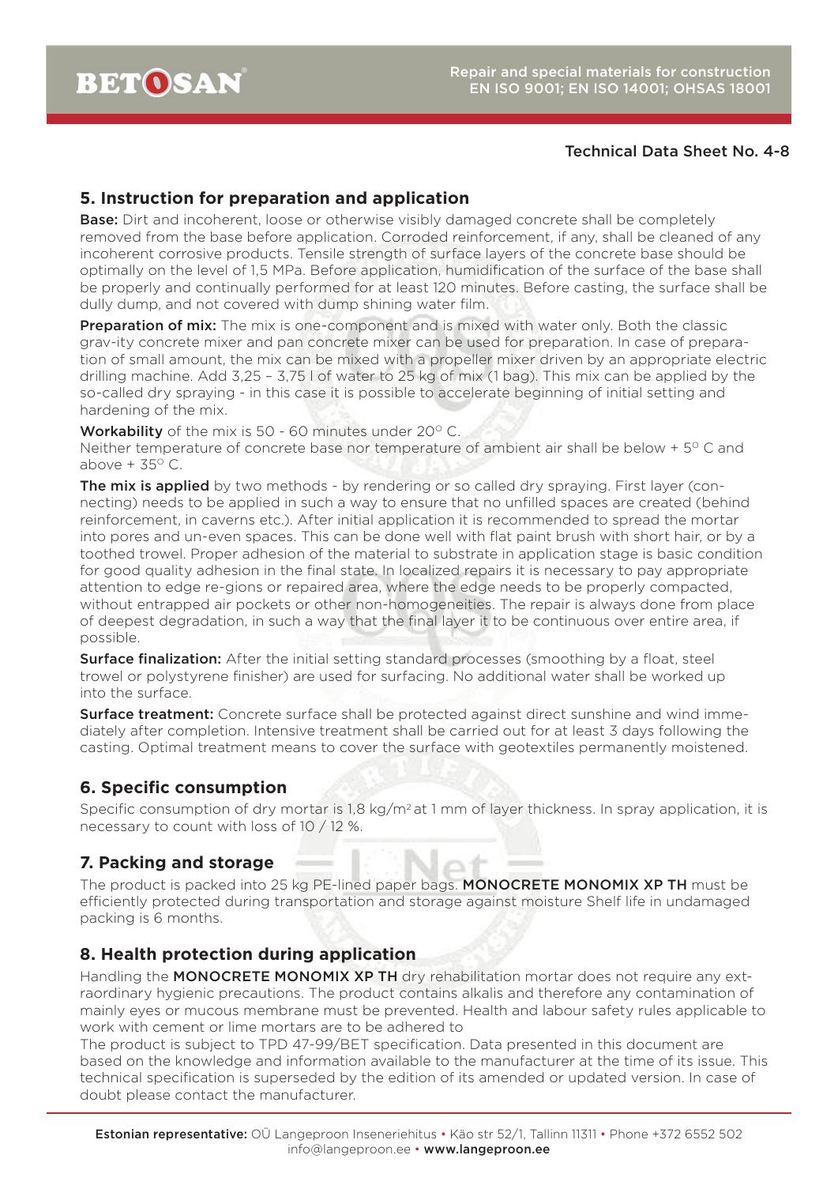Technical Data Sheet No. 4-8

## 5. Instruction for preparation and application

**Base:** Dirt and incoherent, loose or otherwise visibly damaged concrete shall be completely removed from the base before application. Corroded reinforcement, if any, shall be cleaned of any incoherent corrosive products. Tensile strength of surface layers of the concrete base should be optimally on the level of 1,5 MPa. Before application, humidification of the surface of the base shall be properly and continually performed for at least 120 minutes. Before casting, the surface shall be dully dump, and not covered with dump shining water film.

**Preparation of mix:** The mix is one-component and is mixed with water only. Both the classic grav-ity concrete mixer and pan concrete mixer can be used for preparation. In case of prepara-tion of small amount, the mix can be mixed with a propeller mixer driven by an appropriate electric drilling machine. Add 3,25 – 3,75 l of water to 25 kg of mix (1 bag). This mix can be applied by the so-called dry spraying - in this case it is possible to accelerate beginning of initial setting and hardening of the mix.

**Workability** of the mix is 50 - 60 minutes under 20° C.
Neither temperature of concrete base nor temperature of ambient air shall be below + 5° C and above + 35° C.

**The mix is applied** by two methods - by rendering or so called dry spraying. First layer (con-necting) needs to be applied in such a way to ensure that no unfilled spaces are created (behind reinforcement, in caverns etc.). After initial application it is recommended to spread the mortar into pores and un-even spaces. This can be done well with flat paint brush with short hair, or by a toothed trowel. Proper adhesion of the material to substrate in application stage is basic condition for good quality adhesion in the final state. In localized repairs it is necessary to pay appropriate attention to edge re-gions or repaired area, where the edge needs to be properly compacted, without entrapped air pockets or other non-homogeneities. The repair is always done from place of deepest degradation, in such a way that the final layer it to be continuous over entire area, if possible.

**Surface finalization:** After the initial setting standard processes (smoothing by a float, steel trowel or polystyrene finisher) are used for surfacing. No additional water shall be worked up into the surface.

**Surface treatment:** Concrete surface shall be protected against direct sunshine and wind imme-diately after completion. Intensive treatment shall be carried out for at least 3 days following the casting. Optimal treatment means to cover the surface with geotextiles permanently moistened.

## 6. Specific consumption

Specific consumption of dry mortar is 1,8 kg/m$^2$ at 1 mm of layer thickness. In spray application, it is necessary to count with loss of 10 / 12 %.

## 7. Packing and storage

The product is packed into 25 kg PE-lined paper bags. **MONOCRETE MONOMIX XP TH** must be efficiently protected during transportation and storage against moisture Shelf life in undamaged packing is 6 months.

## 8. Health protection during application

Handling the **MONOCRETE MONOMIX XP TH** dry rehabilitation mortar does not require any ext-raordinary hygienic precautions. The product contains alkalis and therefore any contamination of mainly eyes or mucous membrane must be prevented. Health and labour safety rules applicable to work with cement or lime mortars are to be adhered to
The product is subject to TPD 47-99/BET specification. Data presented in this document are based on the knowledge and information available to the manufacturer at the time of its issue. This technical specification is superseded by the edition of its amended or updated version. In case of doubt please contact the manufacturer.

**Estonian representative:** OÜ Langeproon Inseneriehitus • Käo str 52/1, Tallinn 11311 • Phone +372 6552 502
info@langeproon.ee • **www.langeproon.ee**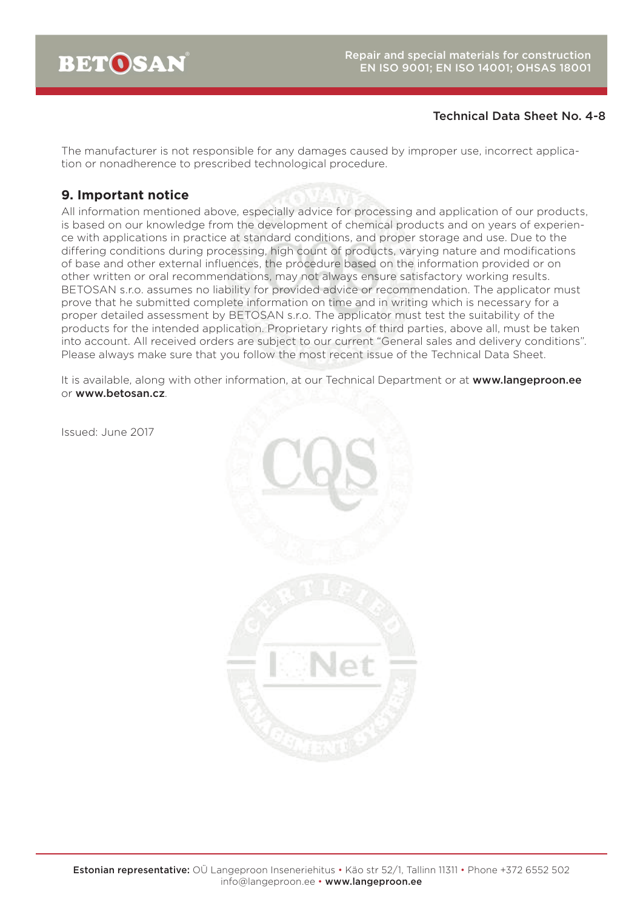The manufacturer is not responsible for any damages caused by improper use, incorrect application or nonadherence to prescribed technological procedure.

## 9. Important notice

All information mentioned above, especially advice for processing and application of our products, is based on our knowledge from the development of chemical products and on years of experience with applications in practice at standard conditions, and proper storage and use. Due to the differing conditions during processing, high count of products, varying nature and modifications of base and other external influences, the procedure based on the information provided or on other written or oral recommendations, may not always ensure satisfactory working results. BETOSAN s.r.o. assumes no liability for provided advice or recommendation. The applicator must prove that he submitted complete information on time and in writing which is necessary for a proper detailed assessment by BETOSAN s.r.o. The applicator must test the suitability of the products for the intended application. Proprietary rights of third parties, above all, must be taken into account. All received orders are subject to our current "General sales and delivery conditions". Please always make sure that you follow the most recent issue of the Technical Data Sheet.

It is available, along with other information, at our Technical Department or at **www.langeproon.ee** or **www.betosan.cz**.

Issued: June 2017

**Estonian representative:** OÜ Langeproon Inseneriehitus • Käo str 52/1, Tallinn 11311 • Phone +372 6552 502
info@langeproon.ee • **www.langeproon.ee**